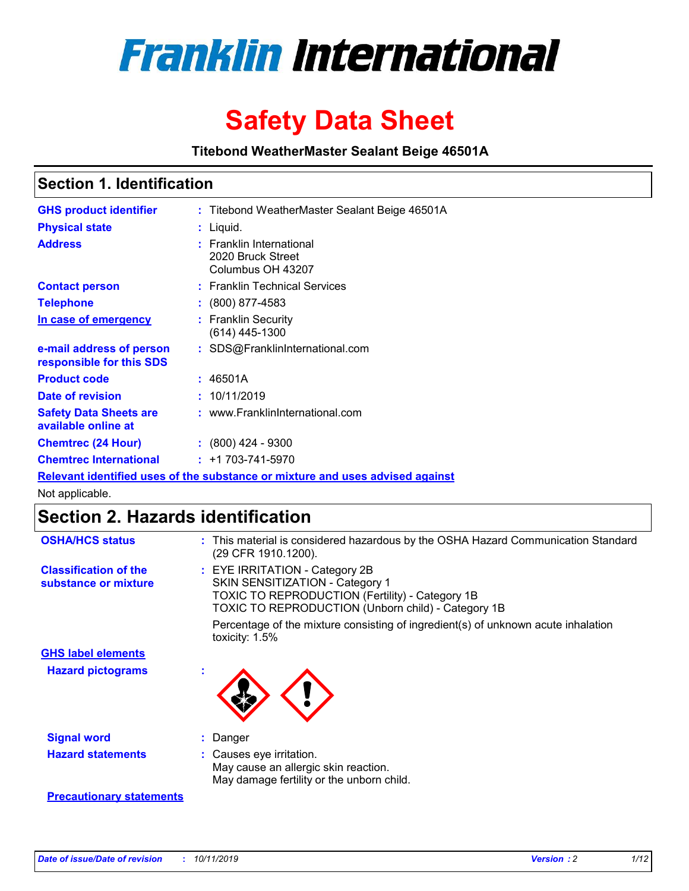# Franklin International

# Safety Data Sheet

**Titebond WeatherMaster Sealant Beige 46501A**

## Section 1. Identification

| | | |
|---|---|---|
| **GHS product identifier** | : | Titebond WeatherMaster Sealant Beige 46501A |
| **Physical state** | : | Liquid. |
| **Address** | : | Franklin International<br>2020 Bruck Street<br>Columbus OH 43207 |
| **Contact person** | : | Franklin Technical Services |
| **Telephone** | : | (800) 877-4583 |
| **In case of emergency** | : | Franklin Security<br>(614) 445-1300 |
| **e-mail address of person responsible for this SDS** | : | SDS@FranklinInternational.com |
| **Product code** | : | 46501A |
| **Date of revision** | : | 10/11/2019 |
| **Safety Data Sheets are available online at** | : | www.FranklinInternational.com |
| **Chemtrec (24 Hour)** | : | (800) 424 - 9300 |
| **Chemtrec International** | : | +1 703-741-5970 |

**Relevant identified uses of the substance or mixture and uses advised against**

Not applicable.

## Section 2. Hazards identification

**OSHA/HCS status** : This material is considered hazardous by the OSHA Hazard Communication Standard (29 CFR 1910.1200).

**Classification of the substance or mixture** : EYE IRRITATION - Category 2B
SKIN SENSITIZATION - Category 1
TOXIC TO REPRODUCTION (Fertility) - Category 1B
TOXIC TO REPRODUCTION (Unborn child) - Category 1B

Percentage of the mixture consisting of ingredient(s) of unknown acute inhalation toxicity: 1.5%

**GHS label elements**

**Hazard pictograms** :

**Signal word** : Danger

**Hazard statements** : Causes eye irritation.
May cause an allergic skin reaction.
May damage fertility or the unborn child.

**Precautionary statements**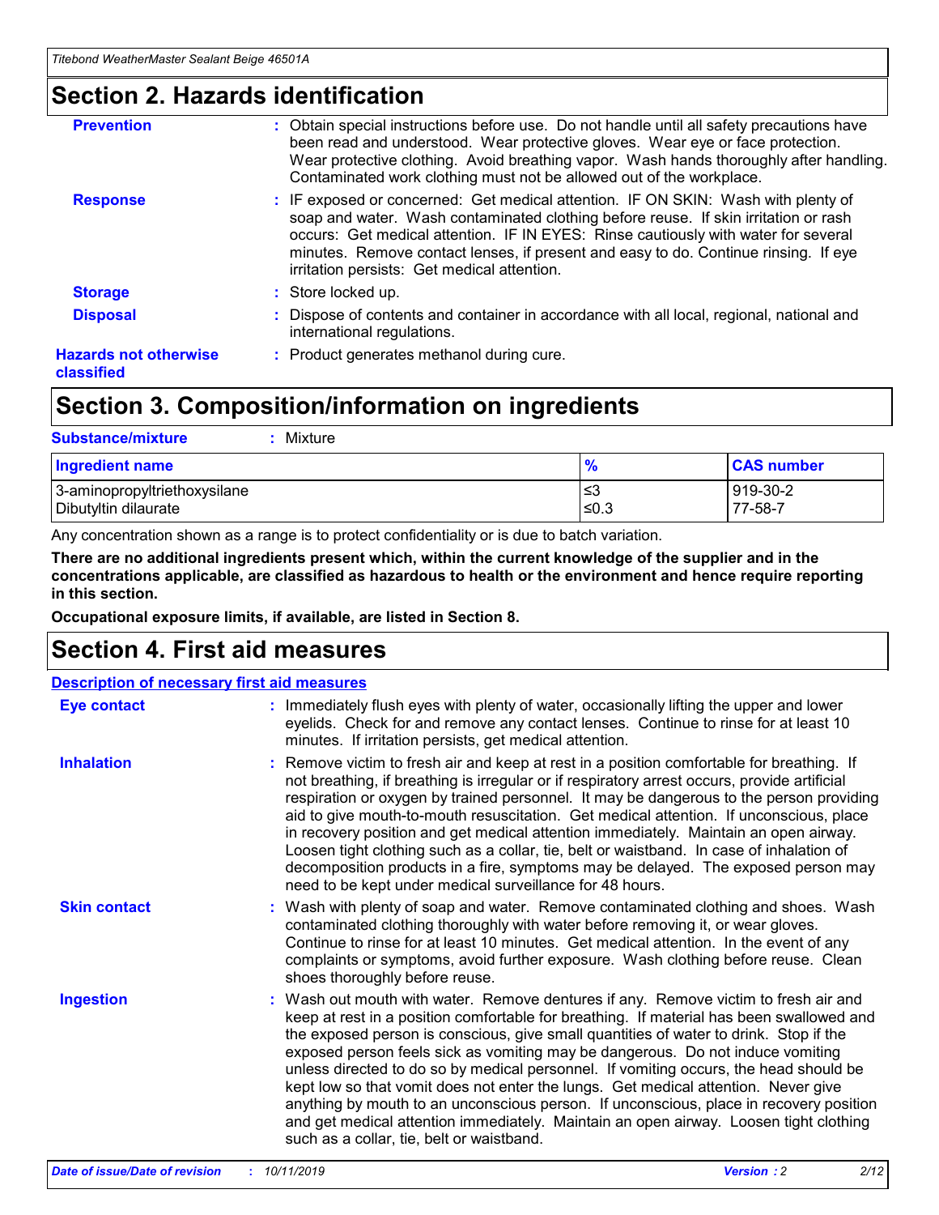## Section 2. Hazards identification

| | |
|---|---|
| **Prevention** | : Obtain special instructions before use. Do not handle until all safety precautions have been read and understood. Wear protective gloves. Wear eye or face protection. Wear protective clothing. Avoid breathing vapor. Wash hands thoroughly after handling. Contaminated work clothing must not be allowed out of the workplace. |
| **Response** | : IF exposed or concerned: Get medical attention. IF ON SKIN: Wash with plenty of soap and water. Wash contaminated clothing before reuse. If skin irritation or rash occurs: Get medical attention. IF IN EYES: Rinse cautiously with water for several minutes. Remove contact lenses, if present and easy to do. Continue rinsing. If eye irritation persists: Get medical attention. |
| **Storage** | : Store locked up. |
| **Disposal** | : Dispose of contents and container in accordance with all local, regional, national and international regulations. |
| **Hazards not otherwise classified** | : Product generates methanol during cure. |

## Section 3. Composition/information on ingredients

**Substance/mixture** : Mixture

| Ingredient name | % | CAS number |
|---|---|---|
| 3-aminopropyltriethoxysilane | ≤3 | 919-30-2 |
| Dibutyltin dilaurate | ≤0.3 | 77-58-7 |

Any concentration shown as a range is to protect confidentiality or is due to batch variation.

**There are no additional ingredients present which, within the current knowledge of the supplier and in the concentrations applicable, are classified as hazardous to health or the environment and hence require reporting in this section.**

**Occupational exposure limits, if available, are listed in Section 8.**

## Section 4. First aid measures

**Description of necessary first aid measures**

| | |
|---|---|
| **Eye contact** | : Immediately flush eyes with plenty of water, occasionally lifting the upper and lower eyelids. Check for and remove any contact lenses. Continue to rinse for at least 10 minutes. If irritation persists, get medical attention. |
| **Inhalation** | : Remove victim to fresh air and keep at rest in a position comfortable for breathing. If not breathing, if breathing is irregular or if respiratory arrest occurs, provide artificial respiration or oxygen by trained personnel. It may be dangerous to the person providing aid to give mouth-to-mouth resuscitation. Get medical attention. If unconscious, place in recovery position and get medical attention immediately. Maintain an open airway. Loosen tight clothing such as a collar, tie, belt or waistband. In case of inhalation of decomposition products in a fire, symptoms may be delayed. The exposed person may need to be kept under medical surveillance for 48 hours. |
| **Skin contact** | : Wash with plenty of soap and water. Remove contaminated clothing and shoes. Wash contaminated clothing thoroughly with water before removing it, or wear gloves. Continue to rinse for at least 10 minutes. Get medical attention. In the event of any complaints or symptoms, avoid further exposure. Wash clothing before reuse. Clean shoes thoroughly before reuse. |
| **Ingestion** | : Wash out mouth with water. Remove dentures if any. Remove victim to fresh air and keep at rest in a position comfortable for breathing. If material has been swallowed and the exposed person is conscious, give small quantities of water to drink. Stop if the exposed person feels sick as vomiting may be dangerous. Do not induce vomiting unless directed to do so by medical personnel. If vomiting occurs, the head should be kept low so that vomit does not enter the lungs. Get medical attention. Never give anything by mouth to an unconscious person. If unconscious, place in recovery position and get medical attention immediately. Maintain an open airway. Loosen tight clothing such as a collar, tie, belt or waistband. |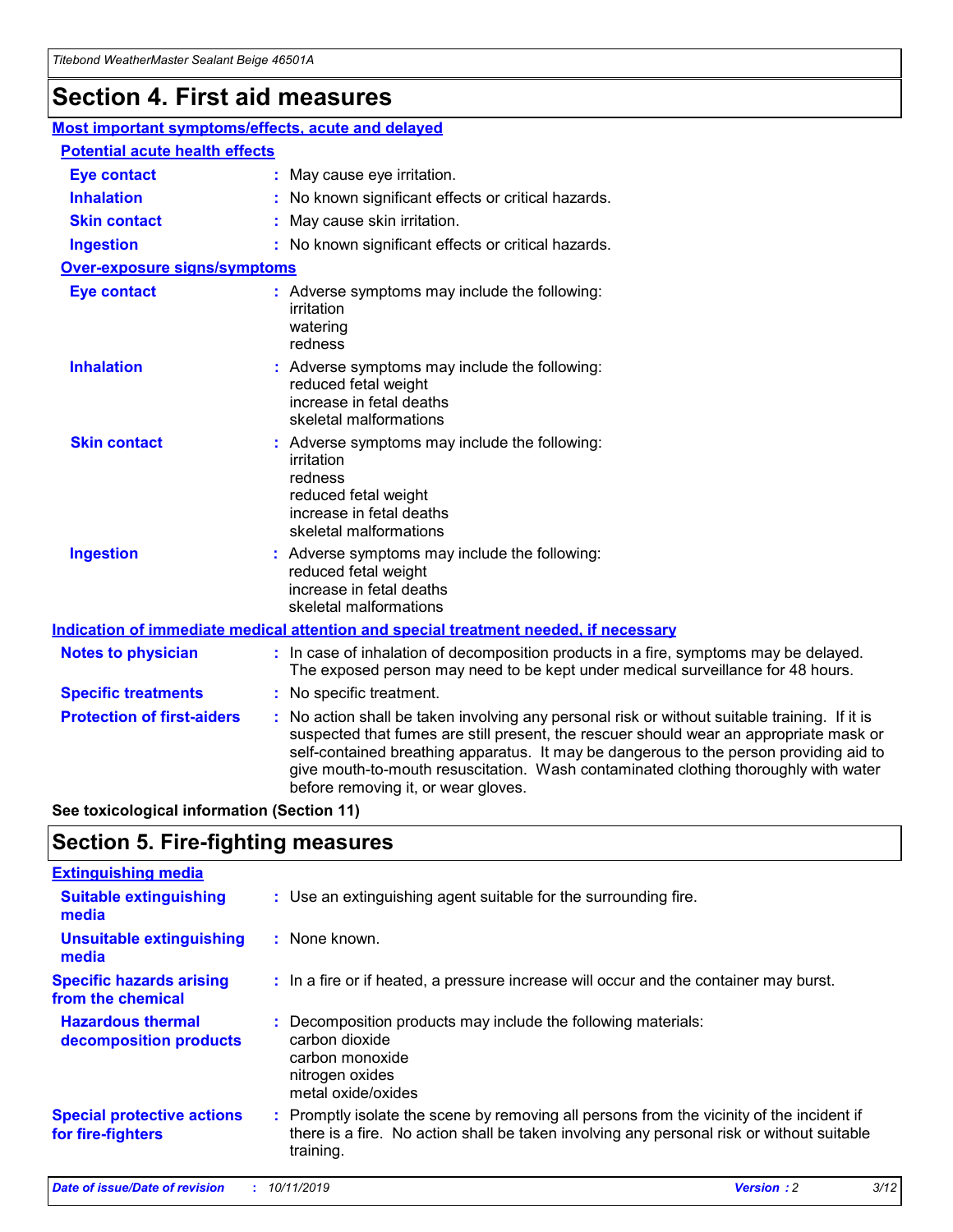# Section 4. First aid measures

## Most important symptoms/effects, acute and delayed

### Potential acute health effects

**Eye contact** : May cause eye irritation.

**Inhalation** : No known significant effects or critical hazards.

**Skin contact** : May cause skin irritation.

**Ingestion** : No known significant effects or critical hazards.

### Over-exposure signs/symptoms

**Eye contact** : Adverse symptoms may include the following:
irritation
watering
redness

**Inhalation** : Adverse symptoms may include the following:
reduced fetal weight
increase in fetal deaths
skeletal malformations

**Skin contact** : Adverse symptoms may include the following:
irritation
redness
reduced fetal weight
increase in fetal deaths
skeletal malformations

**Ingestion** : Adverse symptoms may include the following:
reduced fetal weight
increase in fetal deaths
skeletal malformations

## Indication of immediate medical attention and special treatment needed, if necessary

**Notes to physician** : In case of inhalation of decomposition products in a fire, symptoms may be delayed. The exposed person may need to be kept under medical surveillance for 48 hours.

**Specific treatments** : No specific treatment.

**Protection of first-aiders** : No action shall be taken involving any personal risk or without suitable training. If it is suspected that fumes are still present, the rescuer should wear an appropriate mask or self-contained breathing apparatus. It may be dangerous to the person providing aid to give mouth-to-mouth resuscitation. Wash contaminated clothing thoroughly with water before removing it, or wear gloves.

**See toxicological information (Section 11)**

# Section 5. Fire-fighting measures

## Extinguishing media

**Suitable extinguishing media** : Use an extinguishing agent suitable for the surrounding fire.

**Unsuitable extinguishing media** : None known.

**Specific hazards arising from the chemical** : In a fire or if heated, a pressure increase will occur and the container may burst.

**Hazardous thermal decomposition products** : Decomposition products may include the following materials:
carbon dioxide
carbon monoxide
nitrogen oxides
metal oxide/oxides

**Special protective actions for fire-fighters** : Promptly isolate the scene by removing all persons from the vicinity of the incident if there is a fire. No action shall be taken involving any personal risk or without suitable training.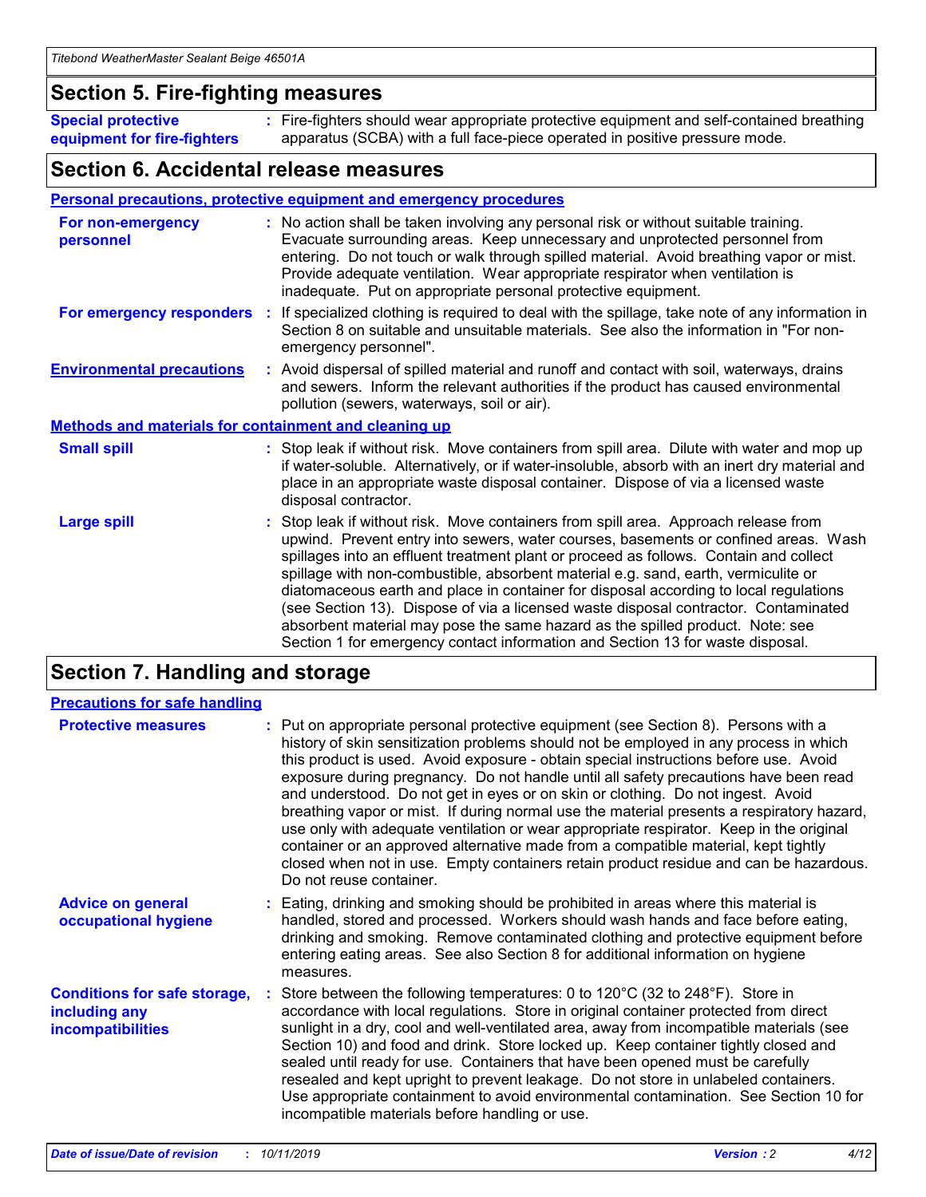## Section 5. Fire-fighting measures

**Special protective equipment for fire-fighters** : Fire-fighters should wear appropriate protective equipment and self-contained breathing apparatus (SCBA) with a full face-piece operated in positive pressure mode.

## Section 6. Accidental release measures

### Personal precautions, protective equipment and emergency procedures

**For non-emergency personnel** : No action shall be taken involving any personal risk or without suitable training. Evacuate surrounding areas. Keep unnecessary and unprotected personnel from entering. Do not touch or walk through spilled material. Avoid breathing vapor or mist. Provide adequate ventilation. Wear appropriate respirator when ventilation is inadequate. Put on appropriate personal protective equipment.

**For emergency responders** : If specialized clothing is required to deal with the spillage, take note of any information in Section 8 on suitable and unsuitable materials. See also the information in "For non-emergency personnel".

**Environmental precautions** : Avoid dispersal of spilled material and runoff and contact with soil, waterways, drains and sewers. Inform the relevant authorities if the product has caused environmental pollution (sewers, waterways, soil or air).

### Methods and materials for containment and cleaning up

**Small spill** : Stop leak if without risk. Move containers from spill area. Dilute with water and mop up if water-soluble. Alternatively, or if water-insoluble, absorb with an inert dry material and place in an appropriate waste disposal container. Dispose of via a licensed waste disposal contractor.

**Large spill** : Stop leak if without risk. Move containers from spill area. Approach release from upwind. Prevent entry into sewers, water courses, basements or confined areas. Wash spillages into an effluent treatment plant or proceed as follows. Contain and collect spillage with non-combustible, absorbent material e.g. sand, earth, vermiculite or diatomaceous earth and place in container for disposal according to local regulations (see Section 13). Dispose of via a licensed waste disposal contractor. Contaminated absorbent material may pose the same hazard as the spilled product. Note: see Section 1 for emergency contact information and Section 13 for waste disposal.

## Section 7. Handling and storage

### Precautions for safe handling

**Protective measures** : Put on appropriate personal protective equipment (see Section 8). Persons with a history of skin sensitization problems should not be employed in any process in which this product is used. Avoid exposure - obtain special instructions before use. Avoid exposure during pregnancy. Do not handle until all safety precautions have been read and understood. Do not get in eyes or on skin or clothing. Do not ingest. Avoid breathing vapor or mist. If during normal use the material presents a respiratory hazard, use only with adequate ventilation or wear appropriate respirator. Keep in the original container or an approved alternative made from a compatible material, kept tightly closed when not in use. Empty containers retain product residue and can be hazardous. Do not reuse container.

**Advice on general occupational hygiene** : Eating, drinking and smoking should be prohibited in areas where this material is handled, stored and processed. Workers should wash hands and face before eating, drinking and smoking. Remove contaminated clothing and protective equipment before entering eating areas. See also Section 8 for additional information on hygiene measures.

**Conditions for safe storage, including any incompatibilities** : Store between the following temperatures: 0 to 120°C (32 to 248°F). Store in accordance with local regulations. Store in original container protected from direct sunlight in a dry, cool and well-ventilated area, away from incompatible materials (see Section 10) and food and drink. Store locked up. Keep container tightly closed and sealed until ready for use. Containers that have been opened must be carefully resealed and kept upright to prevent leakage. Do not store in unlabeled containers. Use appropriate containment to avoid environmental contamination. See Section 10 for incompatible materials before handling or use.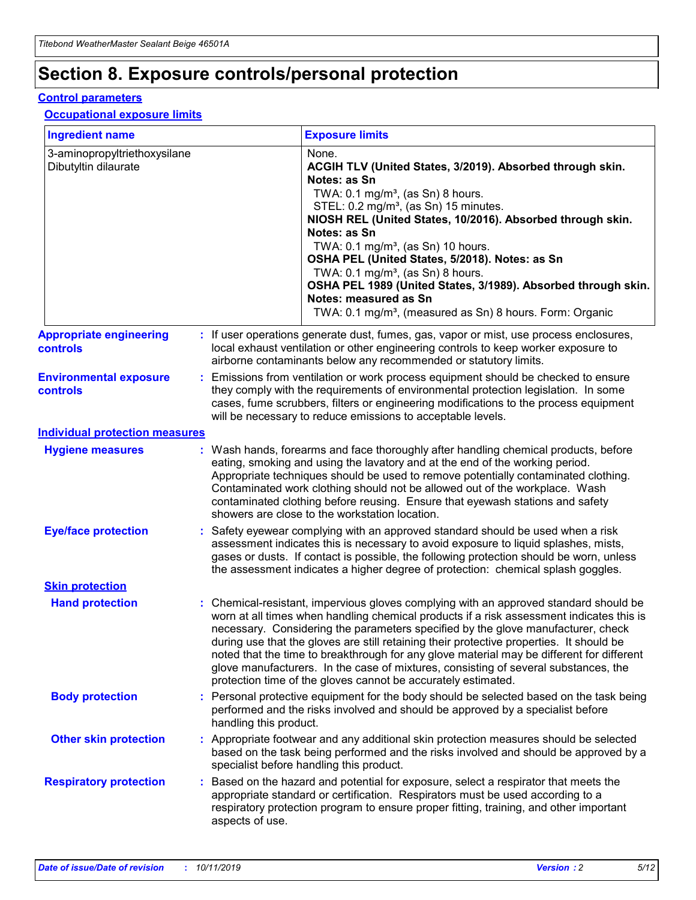# Section 8. Exposure controls/personal protection

## Control parameters

### Occupational exposure limits

| Ingredient name | Exposure limits |
|---|---|
| 3-aminopropyltriethoxysilane<br>Dibutyltin dilaurate | None.<br>**ACGIH TLV (United States, 3/2019). Absorbed through skin. Notes: as Sn**<br>TWA: 0.1 mg/m³, (as Sn) 8 hours.<br>STEL: 0.2 mg/m³, (as Sn) 15 minutes.<br>**NIOSH REL (United States, 10/2016). Absorbed through skin. Notes: as Sn**<br>TWA: 0.1 mg/m³, (as Sn) 10 hours.<br>**OSHA PEL (United States, 5/2018). Notes: as Sn**<br>TWA: 0.1 mg/m³, (as Sn) 8 hours.<br>**OSHA PEL 1989 (United States, 3/1989). Absorbed through skin. Notes: measured as Sn**<br>TWA: 0.1 mg/m³, (measured as Sn) 8 hours. Form: Organic |

**Appropriate engineering controls** : If user operations generate dust, fumes, gas, vapor or mist, use process enclosures, local exhaust ventilation or other engineering controls to keep worker exposure to airborne contaminants below any recommended or statutory limits.

**Environmental exposure controls** : Emissions from ventilation or work process equipment should be checked to ensure they comply with the requirements of environmental protection legislation. In some cases, fume scrubbers, filters or engineering modifications to the process equipment will be necessary to reduce emissions to acceptable levels.

## Individual protection measures

**Hygiene measures** : Wash hands, forearms and face thoroughly after handling chemical products, before eating, smoking and using the lavatory and at the end of the working period. Appropriate techniques should be used to remove potentially contaminated clothing. Contaminated work clothing should not be allowed out of the workplace. Wash contaminated clothing before reusing. Ensure that eyewash stations and safety showers are close to the workstation location.

**Eye/face protection** : Safety eyewear complying with an approved standard should be used when a risk assessment indicates this is necessary to avoid exposure to liquid splashes, mists, gases or dusts. If contact is possible, the following protection should be worn, unless the assessment indicates a higher degree of protection: chemical splash goggles.

### Skin protection

**Hand protection** : Chemical-resistant, impervious gloves complying with an approved standard should be worn at all times when handling chemical products if a risk assessment indicates this is necessary. Considering the parameters specified by the glove manufacturer, check during use that the gloves are still retaining their protective properties. It should be noted that the time to breakthrough for any glove material may be different for different glove manufacturers. In the case of mixtures, consisting of several substances, the protection time of the gloves cannot be accurately estimated.

**Body protection** : Personal protective equipment for the body should be selected based on the task being performed and the risks involved and should be approved by a specialist before handling this product.

**Other skin protection** : Appropriate footwear and any additional skin protection measures should be selected based on the task being performed and the risks involved and should be approved by a specialist before handling this product.

**Respiratory protection** : Based on the hazard and potential for exposure, select a respirator that meets the appropriate standard or certification. Respirators must be used according to a respiratory protection program to ensure proper fitting, training, and other important aspects of use.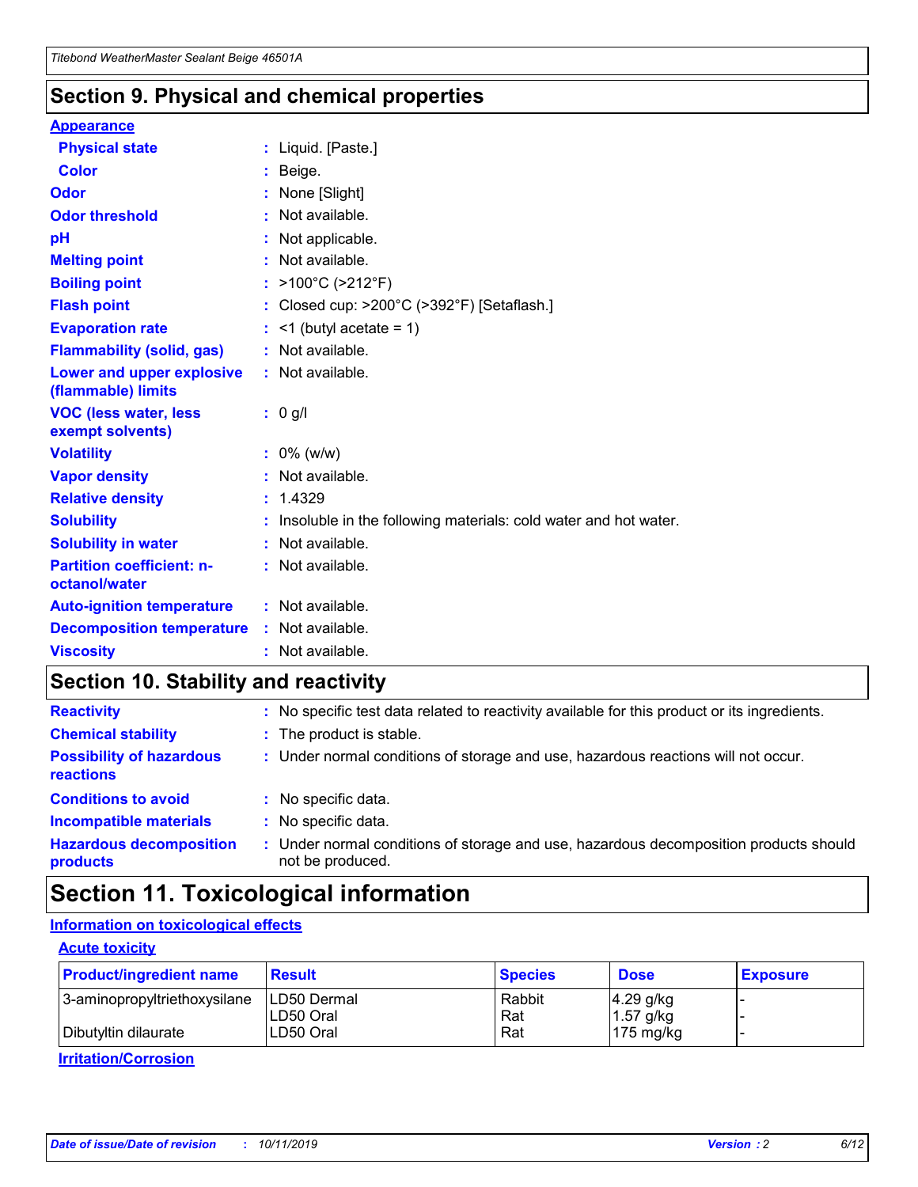## Section 9. Physical and chemical properties

### Appearance

| | |
|---|---|
| **Physical state** | : Liquid. [Paste.] |
| **Color** | : Beige. |
| **Odor** | : None [Slight] |
| **Odor threshold** | : Not available. |
| **pH** | : Not applicable. |
| **Melting point** | : Not available. |
| **Boiling point** | : >100°C (>212°F) |
| **Flash point** | : Closed cup: >200°C (>392°F) [Setaflash.] |
| **Evaporation rate** | : <1 (butyl acetate = 1) |
| **Flammability (solid, gas)** | : Not available. |
| **Lower and upper explosive (flammable) limits** | : Not available. |
| **VOC (less water, less exempt solvents)** | : 0 g/l |
| **Volatility** | : 0% (w/w) |
| **Vapor density** | : Not available. |
| **Relative density** | : 1.4329 |
| **Solubility** | : Insoluble in the following materials: cold water and hot water. |
| **Solubility in water** | : Not available. |
| **Partition coefficient: n-octanol/water** | : Not available. |
| **Auto-ignition temperature** | : Not available. |
| **Decomposition temperature** | : Not available. |
| **Viscosity** | : Not available. |

## Section 10. Stability and reactivity

| | |
|---|---|
| **Reactivity** | : No specific test data related to reactivity available for this product or its ingredients. |
| **Chemical stability** | : The product is stable. |
| **Possibility of hazardous reactions** | : Under normal conditions of storage and use, hazardous reactions will not occur. |
| **Conditions to avoid** | : No specific data. |
| **Incompatible materials** | : No specific data. |
| **Hazardous decomposition products** | : Under normal conditions of storage and use, hazardous decomposition products should not be produced. |

## Section 11. Toxicological information

### Information on toxicological effects

#### Acute toxicity

| Product/ingredient name | Result | Species | Dose | Exposure |
|---|---|---|---|---|
| 3-aminopropyltriethoxysilane | LD50 Dermal | Rabbit | 4.29 g/kg | - |
| | LD50 Oral | Rat | 1.57 g/kg | - |
| Dibutyltin dilaurate | LD50 Oral | Rat | 175 mg/kg | - |

#### Irritation/Corrosion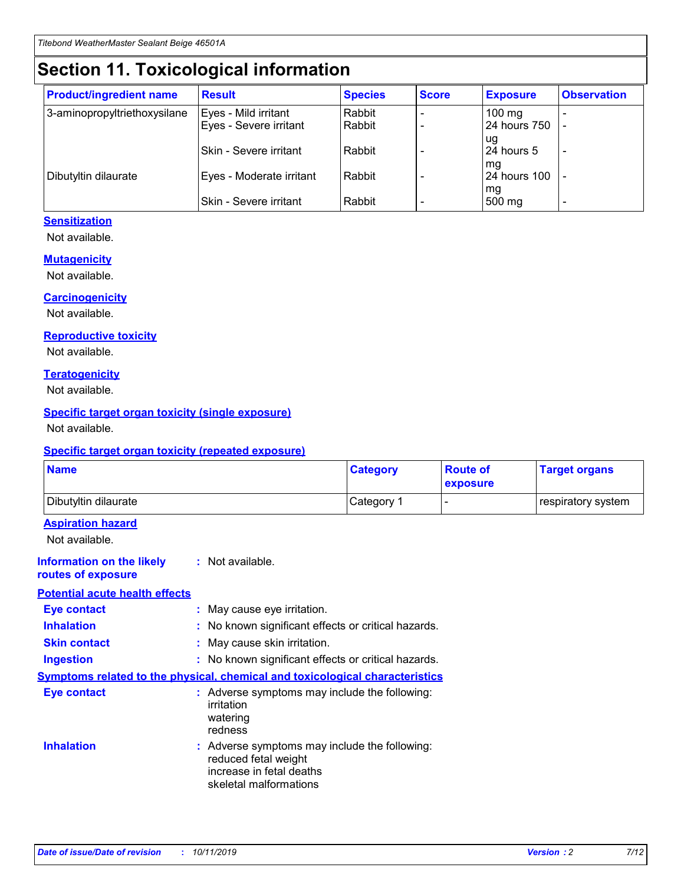# Section 11. Toxicological information

| Product/ingredient name | Result | Species | Score | Exposure | Observation |
|---|---|---|---|---|---|
| 3-aminopropyltriethoxysilane | Eyes - Mild irritant | Rabbit | - | 100 mg | - |
| | Eyes - Severe irritant | Rabbit | - | 24 hours 750 ug | - |
| | Skin - Severe irritant | Rabbit | - | 24 hours 5 mg | - |
| Dibutyltin dilaurate | Eyes - Moderate irritant | Rabbit | - | 24 hours 100 mg | - |
| | Skin - Severe irritant | Rabbit | - | 500 mg | - |

**Sensitization**

Not available.

**Mutagenicity**

Not available.

**Carcinogenicity**

Not available.

**Reproductive toxicity**

Not available.

**Teratogenicity**

Not available.

**Specific target organ toxicity (single exposure)**

Not available.

**Specific target organ toxicity (repeated exposure)**

| Name | Category | Route of exposure | Target organs |
|---|---|---|---|
| Dibutyltin dilaurate | Category 1 | - | respiratory system |

**Aspiration hazard**

Not available.

**Information on the likely routes of exposure** : Not available.

**Potential acute health effects**

**Eye contact** : May cause eye irritation.

**Inhalation** : No known significant effects or critical hazards.

**Skin contact** : May cause skin irritation.

**Ingestion** : No known significant effects or critical hazards.

**Symptoms related to the physical, chemical and toxicological characteristics**

**Eye contact** : Adverse symptoms may include the following:
irritation
watering
redness

**Inhalation** : Adverse symptoms may include the following:
reduced fetal weight
increase in fetal deaths
skeletal malformations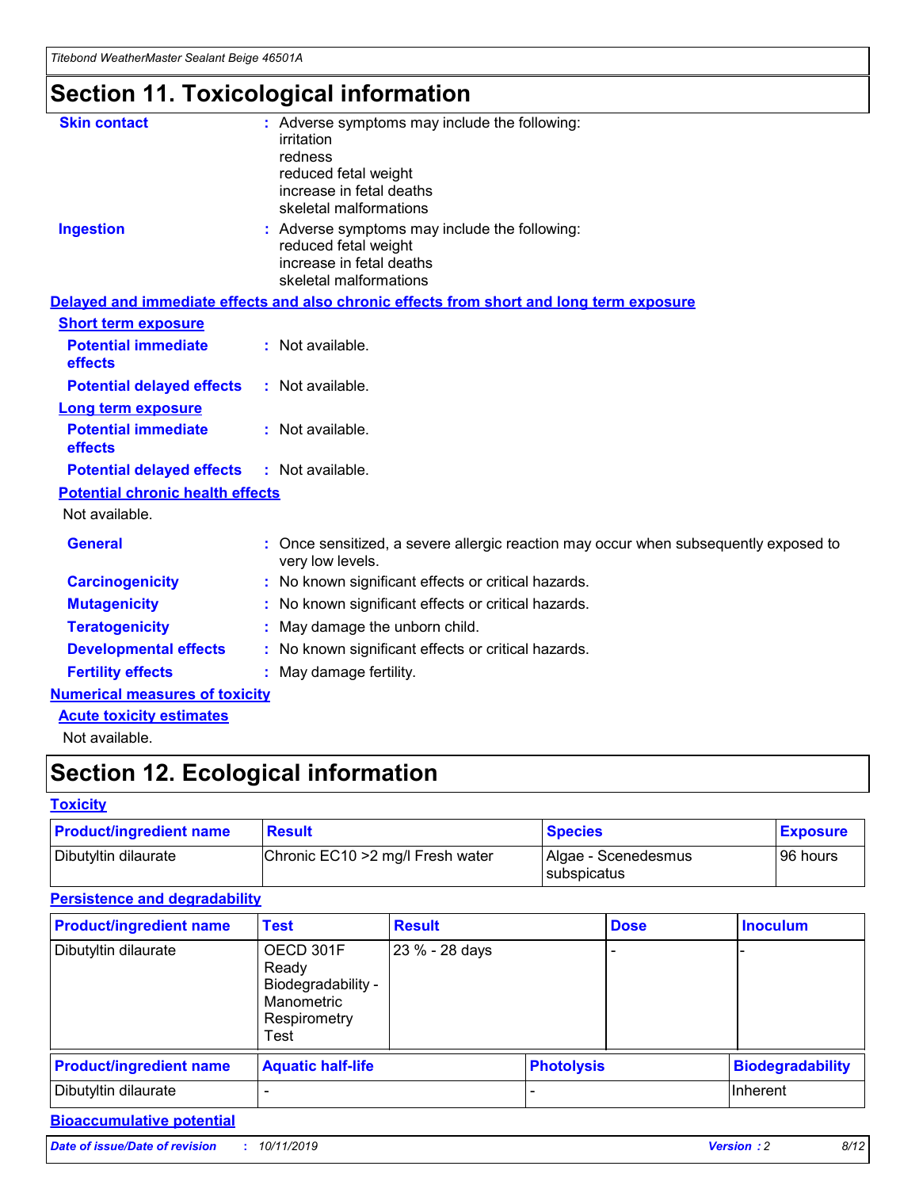# Section 11. Toxicological information

**Skin contact** : Adverse symptoms may include the following:
irritation
redness
reduced fetal weight
increase in fetal deaths
skeletal malformations

**Ingestion** : Adverse symptoms may include the following:
reduced fetal weight
increase in fetal deaths
skeletal malformations

**Delayed and immediate effects and also chronic effects from short and long term exposure**

**Short term exposure**

**Potential immediate effects** : Not available.

**Potential delayed effects** : Not available.

**Long term exposure**

**Potential immediate effects** : Not available.

**Potential delayed effects** : Not available.

**Potential chronic health effects**

Not available.

**General** : Once sensitized, a severe allergic reaction may occur when subsequently exposed to very low levels.

**Carcinogenicity** : No known significant effects or critical hazards.

**Mutagenicity** : No known significant effects or critical hazards.

**Teratogenicity** : May damage the unborn child.

**Developmental effects** : No known significant effects or critical hazards.

**Fertility effects** : May damage fertility.

**Numerical measures of toxicity**

**Acute toxicity estimates**

Not available.

# Section 12. Ecological information

**Toxicity**

| Product/ingredient name | Result | Species | Exposure |
|---|---|---|---|
| Dibutyltin dilaurate | Chronic EC10 >2 mg/l Fresh water | Algae - Scenedesmus subspicatus | 96 hours |

**Persistence and degradability**

| Product/ingredient name | Test | Result | Dose | Inoculum |
|---|---|---|---|---|
| Dibutyltin dilaurate | OECD 301F Ready Biodegradability - Manometric Respirometry Test | 23 % - 28 days | - | - |

| Product/ingredient name | Aquatic half-life | Photolysis | Biodegradability |
|---|---|---|---|
| Dibutyltin dilaurate | - | - | Inherent |

**Bioaccumulative potential**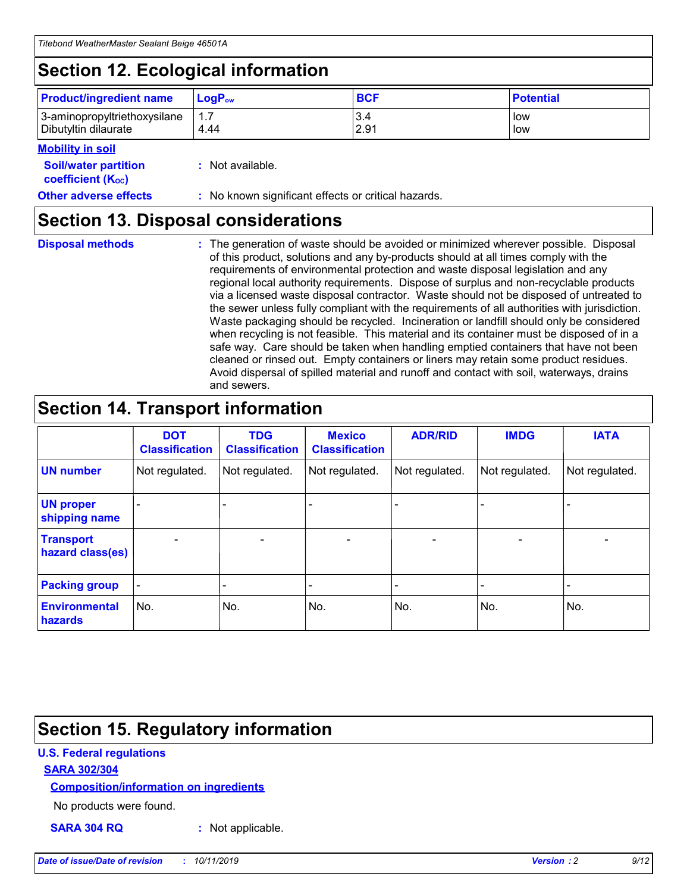## Section 12. Ecological information

| Product/ingredient name | $LogP_{ow}$ | BCF | Potential |
|---|---|---|---|
| 3-aminopropyltriethoxysilane | 1.7 | 3.4 | low |
| Dibutyltin dilaurate | 4.44 | 2.91 | low |

**Mobility in soil**

**Soil/water partition coefficient ($K_{OC}$)** : Not available.

**Other adverse effects** : No known significant effects or critical hazards.

## Section 13. Disposal considerations

**Disposal methods** : The generation of waste should be avoided or minimized wherever possible. Disposal of this product, solutions and any by-products should at all times comply with the requirements of environmental protection and waste disposal legislation and any regional local authority requirements. Dispose of surplus and non-recyclable products via a licensed waste disposal contractor. Waste should not be disposed of untreated to the sewer unless fully compliant with the requirements of all authorities with jurisdiction. Waste packaging should be recycled. Incineration or landfill should only be considered when recycling is not feasible. This material and its container must be disposed of in a safe way. Care should be taken when handling emptied containers that have not been cleaned or rinsed out. Empty containers or liners may retain some product residues. Avoid dispersal of spilled material and runoff and contact with soil, waterways, drains and sewers.

## Section 14. Transport information

| | DOT Classification | TDG Classification | Mexico Classification | ADR/RID | IMDG | IATA |
|---|---|---|---|---|---|---|
| UN number | Not regulated. | Not regulated. | Not regulated. | Not regulated. | Not regulated. | Not regulated. |
| UN proper shipping name | - | - | - | - | - | - |
| Transport hazard class(es) | - | - | - | - | - | - |
| Packing group | - | - | - | - | - | - |
| Environmental hazards | No. | No. | No. | No. | No. | No. |

## Section 15. Regulatory information

**U.S. Federal regulations**

**SARA 302/304**

**Composition/information on ingredients**

No products were found.

**SARA 304 RQ** : Not applicable.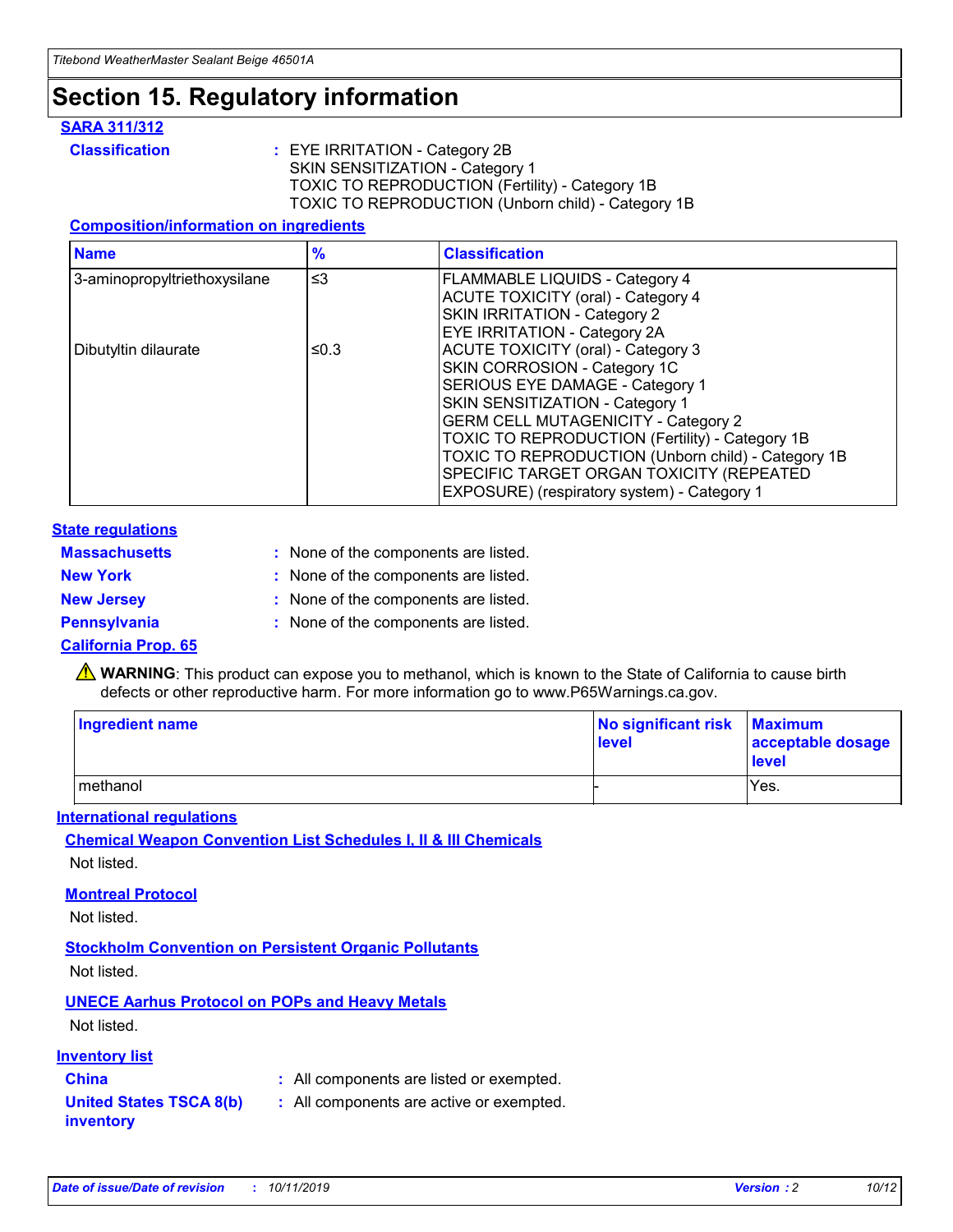# Section 15. Regulatory information

## SARA 311/312

**Classification** : EYE IRRITATION - Category 2B
SKIN SENSITIZATION - Category 1
TOXIC TO REPRODUCTION (Fertility) - Category 1B
TOXIC TO REPRODUCTION (Unborn child) - Category 1B

### Composition/information on ingredients

| Name | % | Classification |
| --- | --- | --- |
| 3-aminopropyltriethoxysilane | ≤3 | FLAMMABLE LIQUIDS - Category 4<br>ACUTE TOXICITY (oral) - Category 4<br>SKIN IRRITATION - Category 2<br>EYE IRRITATION - Category 2A |
| Dibutyltin dilaurate | ≤0.3 | ACUTE TOXICITY (oral) - Category 3<br>SKIN CORROSION - Category 1C<br>SERIOUS EYE DAMAGE - Category 1<br>SKIN SENSITIZATION - Category 1<br>GERM CELL MUTAGENICITY - Category 2<br>TOXIC TO REPRODUCTION (Fertility) - Category 1B<br>TOXIC TO REPRODUCTION (Unborn child) - Category 1B<br>SPECIFIC TARGET ORGAN TOXICITY (REPEATED EXPOSURE) (respiratory system) - Category 1 |

## State regulations

**Massachusetts** : None of the components are listed.

**New York** : None of the components are listed.

**New Jersey** : None of the components are listed.

**Pennsylvania** : None of the components are listed.

### California Prop. 65

⚠ **WARNING**: This product can expose you to methanol, which is known to the State of California to cause birth defects or other reproductive harm. For more information go to www.P65Warnings.ca.gov.

| Ingredient name | No significant risk level | Maximum acceptable dosage level |
| --- | --- | --- |
| methanol | - | Yes. |

## International regulations

### Chemical Weapon Convention List Schedules I, II & III Chemicals

Not listed.

### Montreal Protocol

Not listed.

### Stockholm Convention on Persistent Organic Pollutants

Not listed.

### UNECE Aarhus Protocol on POPs and Heavy Metals

Not listed.

## Inventory list

**China** : All components are listed or exempted.

**United States TSCA 8(b) inventory** : All components are active or exempted.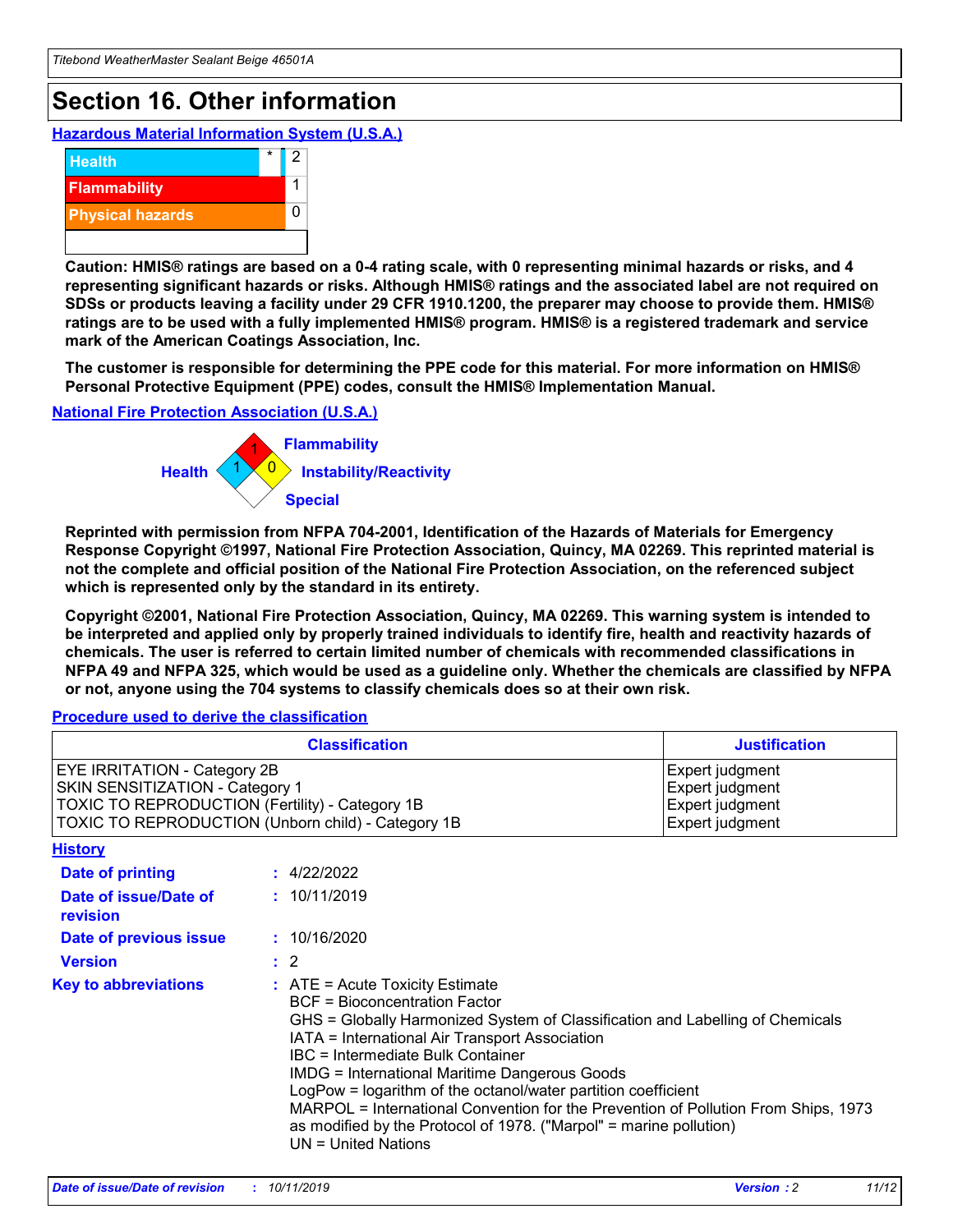# Section 16. Other information

## Hazardous Material Information System (U.S.A.)

| | | |
|---|---|---|
| Health | * | 2 |
| Flammability | | 1 |
| Physical hazards | | 0 |
| | | |

**Caution: HMIS® ratings are based on a 0-4 rating scale, with 0 representing minimal hazards or risks, and 4 representing significant hazards or risks. Although HMIS® ratings and the associated label are not required on SDSs or products leaving a facility under 29 CFR 1910.1200, the preparer may choose to provide them. HMIS® ratings are to be used with a fully implemented HMIS® program. HMIS® is a registered trademark and service mark of the American Coatings Association, Inc.**

**The customer is responsible for determining the PPE code for this material. For more information on HMIS® Personal Protective Equipment (PPE) codes, consult the HMIS® Implementation Manual.**

## National Fire Protection Association (U.S.A.)

- Health: 1
- Flammability: 1
- Instability/Reactivity: 0
- Special:

**Reprinted with permission from NFPA 704-2001, Identification of the Hazards of Materials for Emergency Response Copyright ©1997, National Fire Protection Association, Quincy, MA 02269. This reprinted material is not the complete and official position of the National Fire Protection Association, on the referenced subject which is represented only by the standard in its entirety.**

**Copyright ©2001, National Fire Protection Association, Quincy, MA 02269. This warning system is intended to be interpreted and applied only by properly trained individuals to identify fire, health and reactivity hazards of chemicals. The user is referred to certain limited number of chemicals with recommended classifications in NFPA 49 and NFPA 325, which would be used as a guideline only. Whether the chemicals are classified by NFPA or not, anyone using the 704 systems to classify chemicals does so at their own risk.**

## Procedure used to derive the classification

| Classification | Justification |
|---|---|
| EYE IRRITATION - Category 2B | Expert judgment |
| SKIN SENSITIZATION - Category 1 | Expert judgment |
| TOXIC TO REPRODUCTION (Fertility) - Category 1B | Expert judgment |
| TOXIC TO REPRODUCTION (Unborn child) - Category 1B | Expert judgment |

## History

**Date of printing** : 4/22/2022

**Date of issue/Date of revision** : 10/11/2019

**Date of previous issue** : 10/16/2020

**Version** : 2

**Key to abbreviations** :
ATE = Acute Toxicity Estimate
BCF = Bioconcentration Factor
GHS = Globally Harmonized System of Classification and Labelling of Chemicals
IATA = International Air Transport Association
IBC = Intermediate Bulk Container
IMDG = International Maritime Dangerous Goods
LogPow = logarithm of the octanol/water partition coefficient
MARPOL = International Convention for the Prevention of Pollution From Ships, 1973 as modified by the Protocol of 1978. ("Marpol" = marine pollution)
UN = United Nations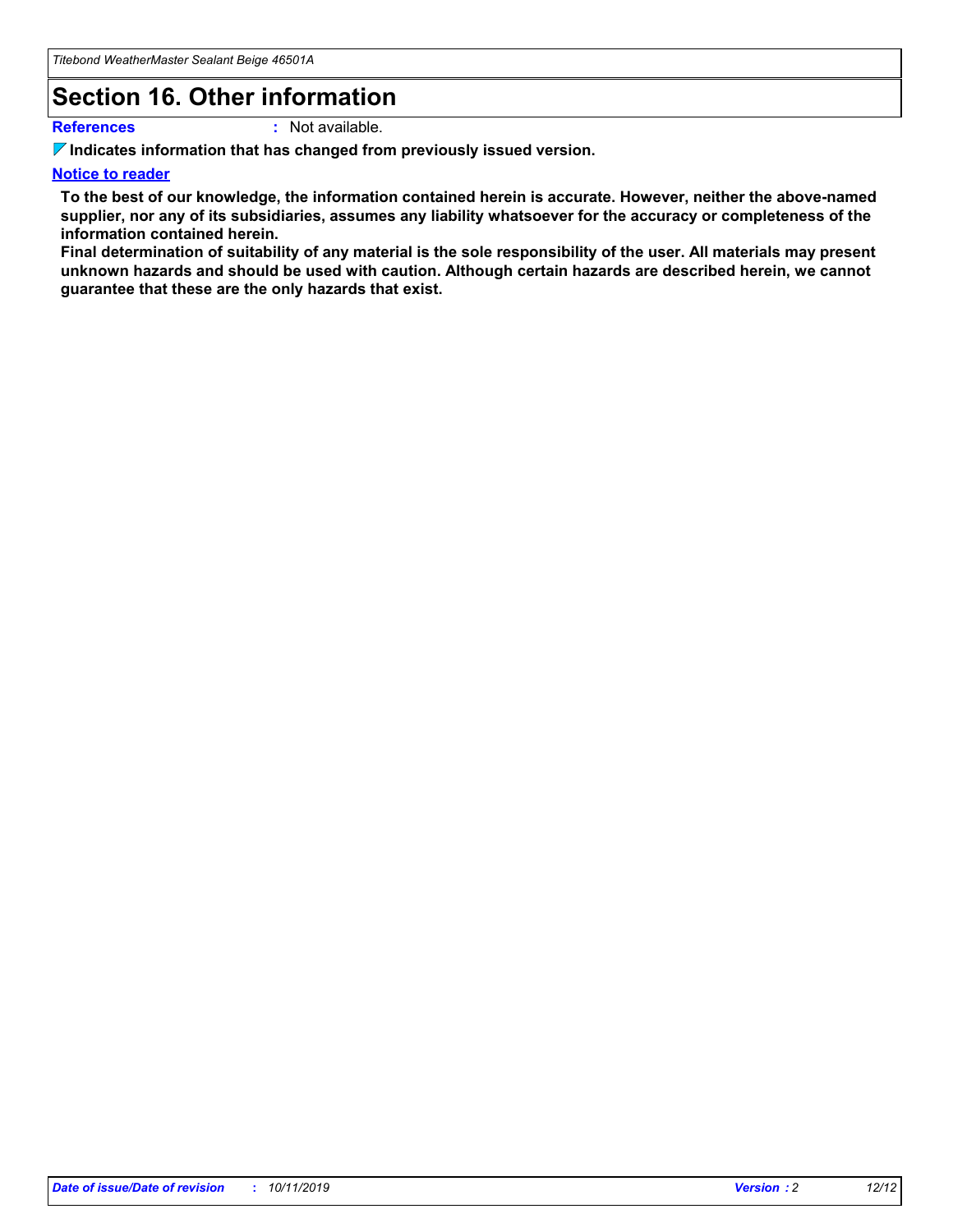# Section 16. Other information

**References** : Not available.

**Indicates information that has changed from previously issued version.**

**Notice to reader**

**To the best of our knowledge, the information contained herein is accurate. However, neither the above-named supplier, nor any of its subsidiaries, assumes any liability whatsoever for the accuracy or completeness of the information contained herein.**

**Final determination of suitability of any material is the sole responsibility of the user. All materials may present unknown hazards and should be used with caution. Although certain hazards are described herein, we cannot guarantee that these are the only hazards that exist.**